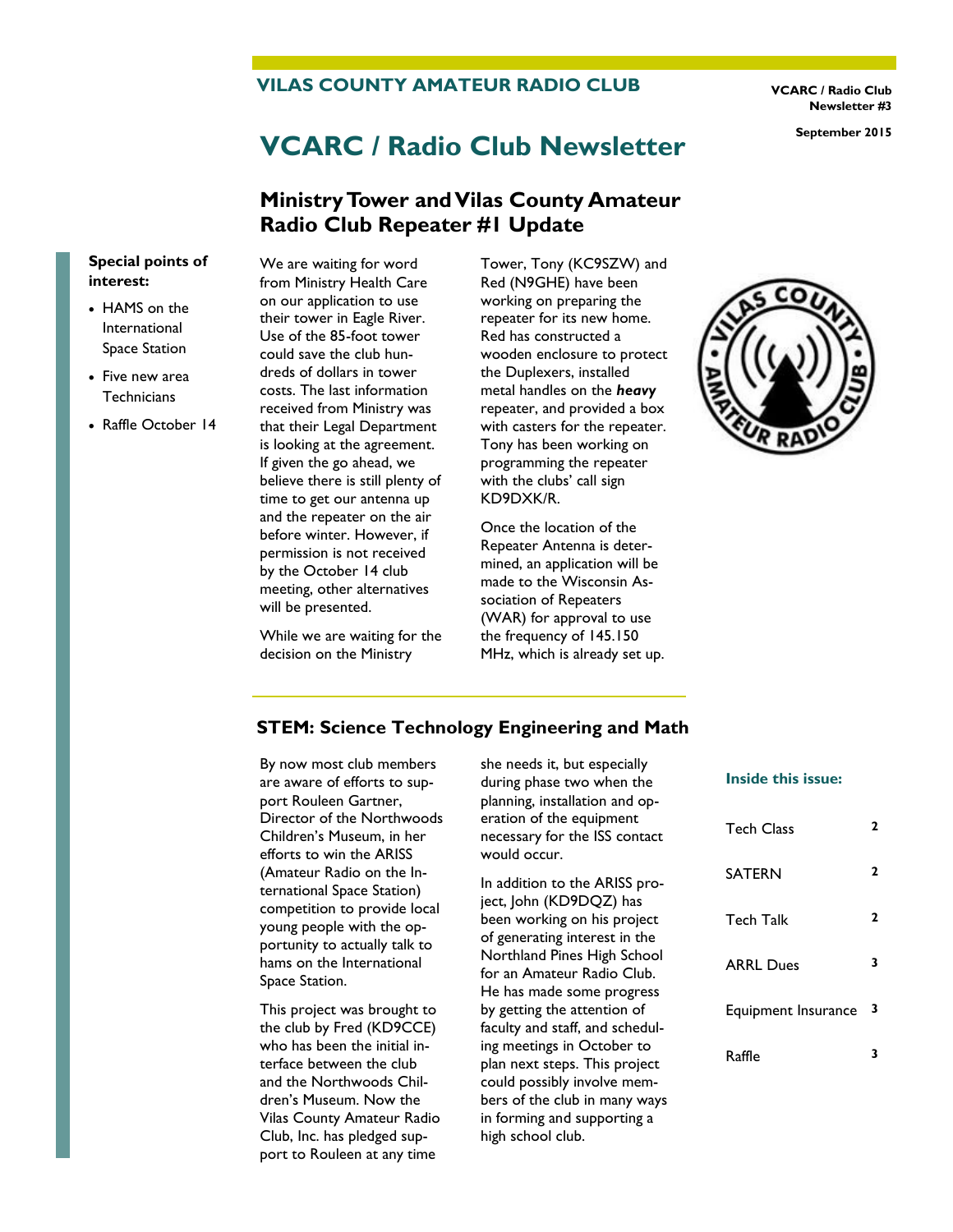VILAS COUNTY AMATEUR RADIO CLUB

VCARC / Radio Club Newsletter #3

September 2015

# VCARC / Radio Club Newsletter

## Ministry Tower and Vilas County Amateur Radio Club Repeater #1 Update

**Special points of interest:**

- HAMS on the International Space Station
- Five new area Technicians
- Raffle October 14

We are waiting for word from Ministry Health Care on our application to use their tower in Eagle River. Use of the 85-foot tower could save the club hundreds of dollars in tower costs. The last information received from Ministry was that their Legal Department is looking at the agreement. If given the go ahead, we believe there is still plenty of time to get our antenna up and the repeater on the air before winter. However, if permission is not received by the October 14 club meeting, other alternatives will be presented.

While we are waiting for the decision on the Ministry Tower, Tony (KC9SZW) and Red (N9GHE) have been working on preparing the repeater for its new home. Red has constructed a wooden enclosure to protect the Duplexers, installed metal handles on the ***heavy*** repeater, and provided a box with casters for the repeater. Tony has been working on programming the repeater with the clubs' call sign KD9DXK/R.

Once the location of the Repeater Antenna is determined, an application will be made to the Wisconsin Association of Repeaters (WAR) for approval to use the frequency of 145.150 MHz, which is already set up.

## STEM: Science Technology Engineering and Math

By now most club members are aware of efforts to support Rouleen Gartner, Director of the Northwoods Children's Museum, in her efforts to win the ARISS (Amateur Radio on the International Space Station) competition to provide local young people with the opportunity to actually talk to hams on the International Space Station.

This project was brought to the club by Fred (KD9CCE) who has been the initial interface between the club and the Northwoods Children's Museum. Now the Vilas County Amateur Radio Club, Inc. has pledged support to Rouleen at any time she needs it, but especially during phase two when the planning, installation and operation of the equipment necessary for the ISS contact would occur.

In addition to the ARISS project, John (KD9DQZ) has been working on his project of generating interest in the Northland Pines High School for an Amateur Radio Club. He has made some progress by getting the attention of faculty and staff, and scheduling meetings in October to plan next steps. This project could possibly involve members of the club in many ways in forming and supporting a high school club.

**Inside this issue:**

| | |
|---|---|
| Tech Class | 2 |
| SATERN | 2 |
| Tech Talk | 2 |
| ARRL Dues | 3 |
| Equipment Insurance | 3 |
| Raffle | 3 |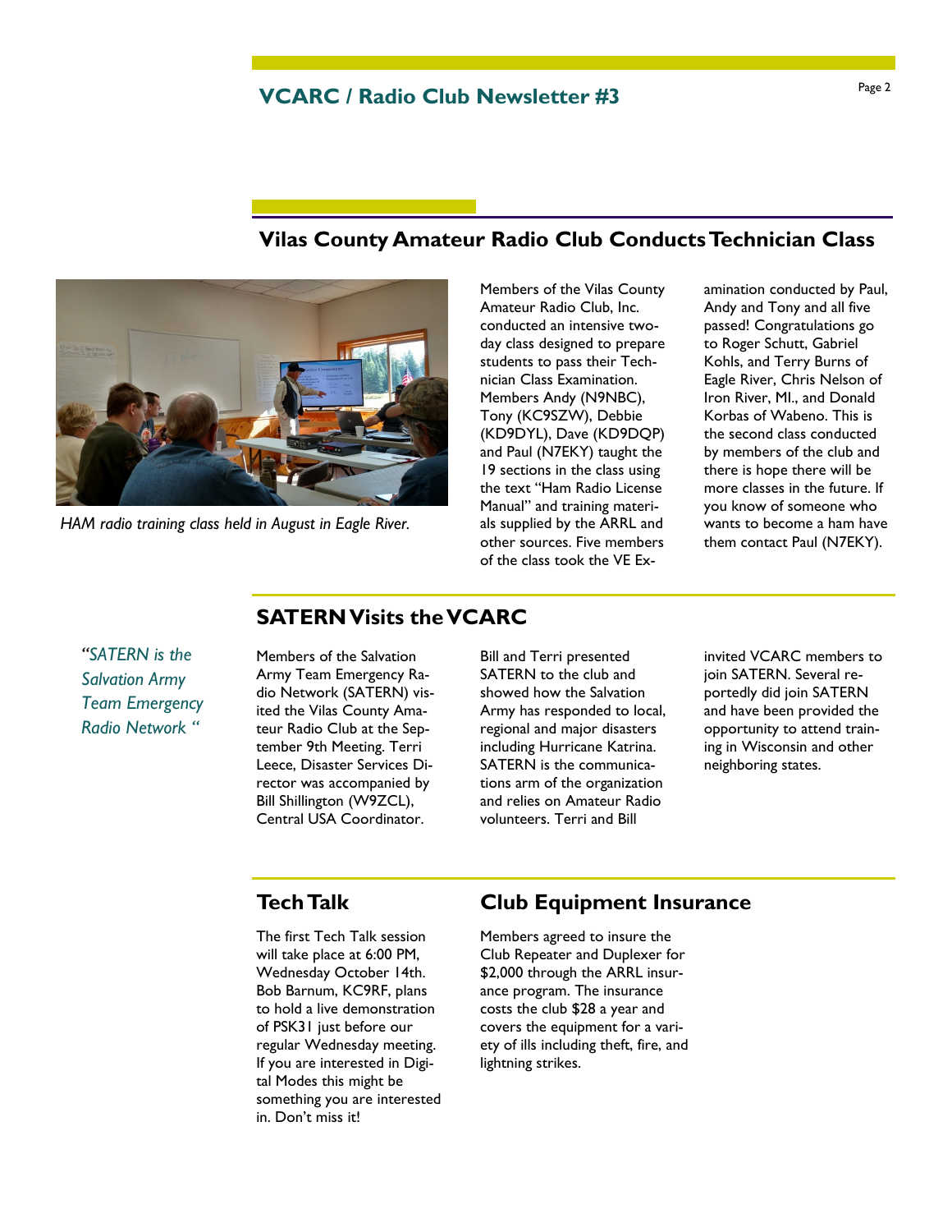## Vilas County Amateur Radio Club Conducts Technician Class

*HAM radio training class held in August in Eagle River.*

Members of the Vilas County Amateur Radio Club, Inc. conducted an intensive two-day class designed to prepare students to pass their Technician Class Examination. Members Andy (N9NBC), Tony (KC9SZW), Debbie (KD9DYL), Dave (KD9DQP) and Paul (N7EKY) taught the 19 sections in the class using the text "Ham Radio License Manual" and training materials supplied by the ARRL and other sources. Five members of the class took the VE Examination conducted by Paul, Andy and Tony and all five passed! Congratulations go to Roger Schutt, Gabriel Kohls, and Terry Burns of Eagle River, Chris Nelson of Iron River, MI., and Donald Korbas of Wabeno. This is the second class conducted by members of the club and there is hope there will be more classes in the future. If you know of someone who wants to become a ham have them contact Paul (N7EKY).

## SATERN Visits the VCARC

*"SATERN is the Salvation Army Team Emergency Radio Network "*

Members of the Salvation Army Team Emergency Radio Network (SATERN) visited the Vilas County Amateur Radio Club at the September 9th Meeting. Terri Leece, Disaster Services Director was accompanied by Bill Shillington (W9ZCL), Central USA Coordinator.

Bill and Terri presented SATERN to the club and showed how the Salvation Army has responded to local, regional and major disasters including Hurricane Katrina. SATERN is the communications arm of the organization and relies on Amateur Radio volunteers. Terri and Bill invited VCARC members to join SATERN. Several reportedly did join SATERN and have been provided the opportunity to attend training in Wisconsin and other neighboring states.

## Tech Talk

The first Tech Talk session will take place at 6:00 PM, Wednesday October 14th. Bob Barnum, KC9RF, plans to hold a live demonstration of PSK31 just before our regular Wednesday meeting. If you are interested in Digital Modes this might be something you are interested in. Don't miss it!

## Club Equipment Insurance

Members agreed to insure the Club Repeater and Duplexer for $2,000 through the ARRL insurance program. The insurance costs the club $28 a year and covers the equipment for a variety of ills including theft, fire, and lightning strikes.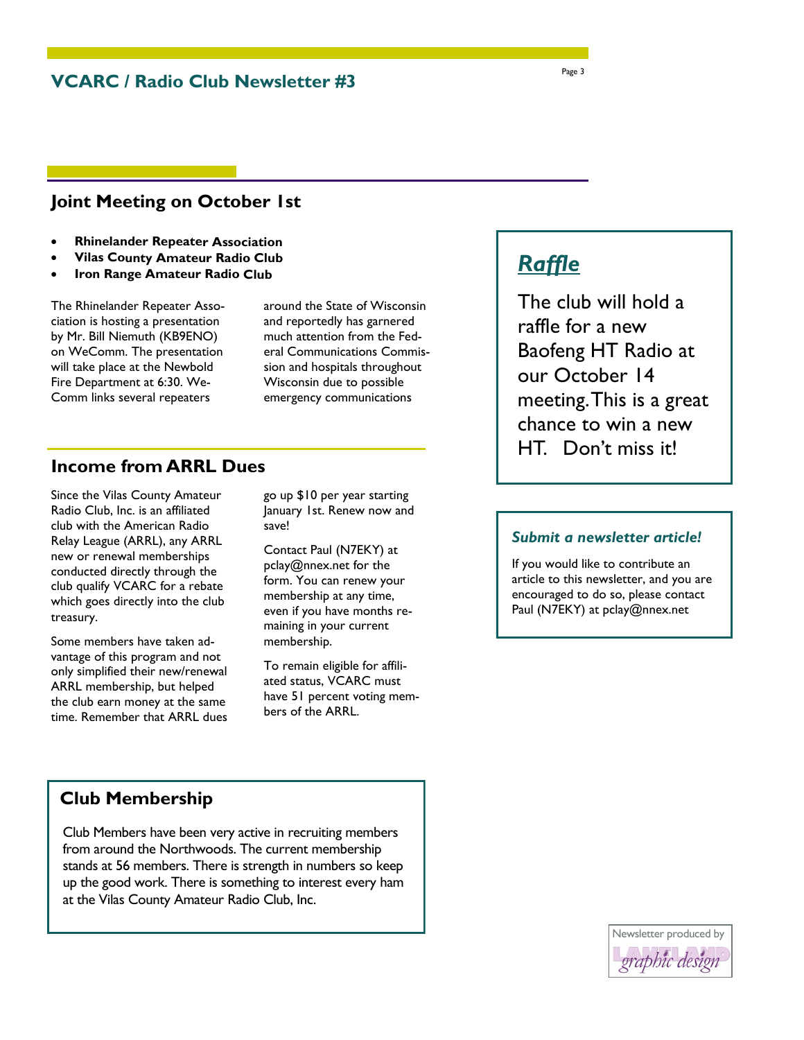## Joint Meeting on October 1st

- **Rhinelander Repeater Association**
- **Vilas County Amateur Radio Club**
- **Iron Range Amateur Radio Club**

The Rhinelander Repeater Association is hosting a presentation by Mr. Bill Niemuth (KB9ENO) on WeComm. The presentation will take place at the Newbold Fire Department at 6:30. WeComm links several repeaters around the State of Wisconsin and reportedly has garnered much attention from the Federal Communications Commission and hospitals throughout Wisconsin due to possible emergency communications

## Income from ARRL Dues

Since the Vilas County Amateur Radio Club, Inc. is an affiliated club with the American Radio Relay League (ARRL), any ARRL new or renewal memberships conducted directly through the club qualify VCARC for a rebate which goes directly into the club treasury.

Some members have taken advantage of this program and not only simplified their new/renewal ARRL membership, but helped the club earn money at the same time. Remember that ARRL dues go up $10 per year starting January 1st. Renew now and save!

Contact Paul (N7EKY) at pclay@nnex.net for the form. You can renew your membership at any time, even if you have months remaining in your current membership.

To remain eligible for affiliated status, VCARC must have 51 percent voting members of the ARRL.

## Club Membership

Club Members have been very active in recruiting members from around the Northwoods. The current membership stands at 56 members. There is strength in numbers so keep up the good work. There is something to interest every ham at the Vilas County Amateur Radio Club, Inc.

## *Raffle*

The club will hold a raffle for a new Baofeng HT Radio at our October 14 meeting. This is a great chance to win a new HT. Don't miss it!

### *Submit a newsletter article!*

If you would like to contribute an article to this newsletter, and you are encouraged to do so, please contact Paul (N7EKY) at pclay@nnex.net

Newsletter produced by Lakeland graphic design